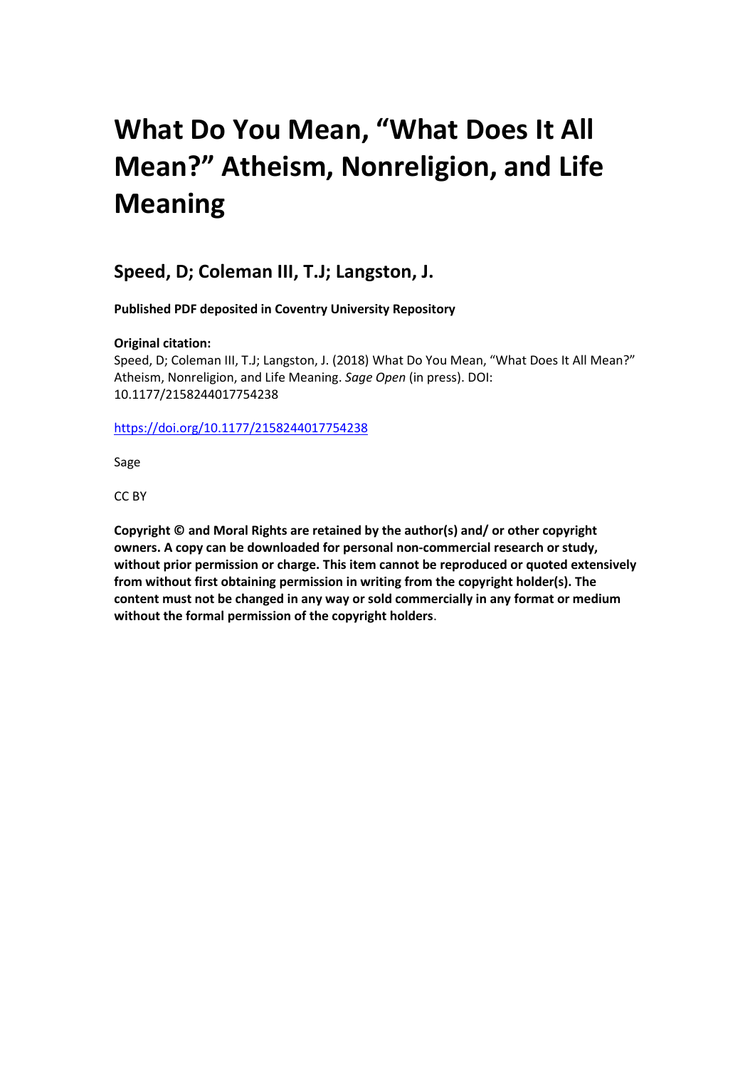# What Do You Mean, "What Does It All Mean?" Atheism, Nonreligion, and Life Meaning

## Speed, D; Coleman III, T.J; Langston, J.

**Published PDF deposited in Coventry University Repository**

**Original citation:**
Speed, D; Coleman III, T.J; Langston, J. (2018) What Do You Mean, "What Does It All Mean?" Atheism, Nonreligion, and Life Meaning. *Sage Open* (in press). DOI: 10.1177/2158244017754238

https://doi.org/10.1177/2158244017754238

Sage

CC BY

**Copyright © and Moral Rights are retained by the author(s) and/ or other copyright owners. A copy can be downloaded for personal non-commercial research or study, without prior permission or charge. This item cannot be reproduced or quoted extensively from without first obtaining permission in writing from the copyright holder(s). The content must not be changed in any way or sold commercially in any format or medium without the formal permission of the copyright holders**.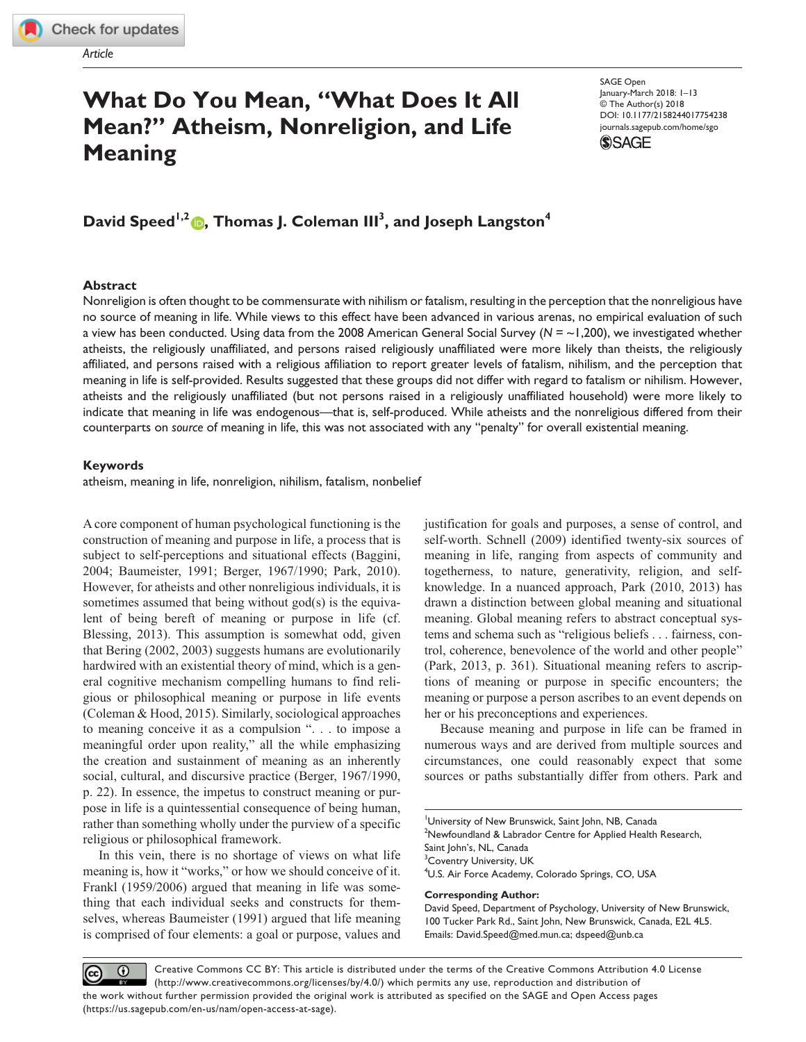Article

# What Do You Mean, "What Does It All Mean?" Atheism, Nonreligion, and Life Meaning

SAGE Open
January-March 2018: 1–13
© The Author(s) 2018
DOI: 10.1177/2158244017754238
journals.sagepub.com/home/sgo

**David Speed[1,2], Thomas J. Coleman III[3], and Joseph Langston[4]**

## Abstract

Nonreligion is often thought to be commensurate with nihilism or fatalism, resulting in the perception that the nonreligious have no source of meaning in life. While views to this effect have been advanced in various arenas, no empirical evaluation of such a view has been conducted. Using data from the 2008 American General Social Survey ($N$ = ~1,200), we investigated whether atheists, the religiously unaffiliated, and persons raised religiously unaffiliated were more likely than theists, the religiously affiliated, and persons raised with a religious affiliation to report greater levels of fatalism, nihilism, and the perception that meaning in life is self-provided. Results suggested that these groups did not differ with regard to fatalism or nihilism. However, atheists and the religiously unaffiliated (but not persons raised in a religiously unaffiliated household) were more likely to indicate that meaning in life was endogenous—that is, self-produced. While atheists and the nonreligious differed from their counterparts on *source* of meaning in life, this was not associated with any "penalty" for overall existential meaning.

## Keywords

atheism, meaning in life, nonreligion, nihilism, fatalism, nonbelief

A core component of human psychological functioning is the construction of meaning and purpose in life, a process that is subject to self-perceptions and situational effects (Baggini, 2004; Baumeister, 1991; Berger, 1967/1990; Park, 2010). However, for atheists and other nonreligious individuals, it is sometimes assumed that being without god(s) is the equivalent of being bereft of meaning or purpose in life (cf. Blessing, 2013). This assumption is somewhat odd, given that Bering (2002, 2003) suggests humans are evolutionarily hardwired with an existential theory of mind, which is a general cognitive mechanism compelling humans to find religious or philosophical meaning or purpose in life events (Coleman & Hood, 2015). Similarly, sociological approaches to meaning conceive it as a compulsion ". . . to impose a meaningful order upon reality," all the while emphasizing the creation and sustainment of meaning as an inherently social, cultural, and discursive practice (Berger, 1967/1990, p. 22). In essence, the impetus to construct meaning or purpose in life is a quintessential consequence of being human, rather than something wholly under the purview of a specific religious or philosophical framework.

In this vein, there is no shortage of views on what life meaning is, how it "works," or how we should conceive of it. Frankl (1959/2006) argued that meaning in life was something that each individual seeks and constructs for themselves, whereas Baumeister (1991) argued that life meaning is comprised of four elements: a goal or purpose, values and justification for goals and purposes, a sense of control, and self-worth. Schnell (2009) identified twenty-six sources of meaning in life, ranging from aspects of community and togetherness, to nature, generativity, religion, and self-knowledge. In a nuanced approach, Park (2010, 2013) has drawn a distinction between global meaning and situational meaning. Global meaning refers to abstract conceptual systems and schema such as "religious beliefs . . . fairness, control, coherence, benevolence of the world and other people" (Park, 2013, p. 361). Situational meaning refers to ascriptions of meaning or purpose in specific encounters; the meaning or purpose a person ascribes to an event depends on her or his preconceptions and experiences.

Because meaning and purpose in life can be framed in numerous ways and are derived from multiple sources and circumstances, one could reasonably expect that some sources or paths substantially differ from others. Park and

[1]University of New Brunswick, Saint John, NB, Canada
[2]Newfoundland & Labrador Centre for Applied Health Research, Saint John's, NL, Canada
[3]Coventry University, UK
[4]U.S. Air Force Academy, Colorado Springs, CO, USA

**Corresponding Author:**
David Speed, Department of Psychology, University of New Brunswick, 100 Tucker Park Rd., Saint John, New Brunswick, Canada, E2L 4L5.
Emails: David.Speed@med.mun.ca; dspeed@unb.ca

Creative Commons CC BY: This article is distributed under the terms of the Creative Commons Attribution 4.0 License (http://www.creativecommons.org/licenses/by/4.0/) which permits any use, reproduction and distribution of the work without further permission provided the original work is attributed as specified on the SAGE and Open Access pages (https://us.sagepub.com/en-us/nam/open-access-at-sage).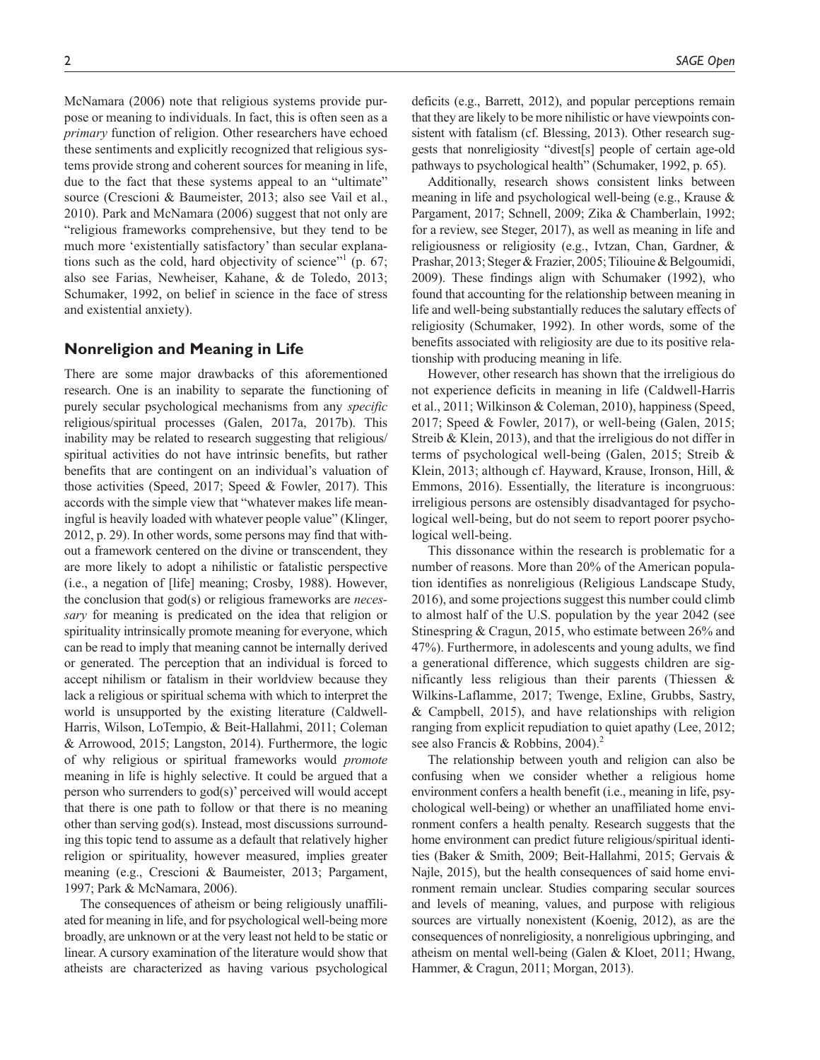McNamara (2006) note that religious systems provide purpose or meaning to individuals. In fact, this is often seen as a *primary* function of religion. Other researchers have echoed these sentiments and explicitly recognized that religious systems provide strong and coherent sources for meaning in life, due to the fact that these systems appeal to an "ultimate" source (Crescioni & Baumeister, 2013; also see Vail et al., 2010). Park and McNamara (2006) suggest that not only are "religious frameworks comprehensive, but they tend to be much more 'existentially satisfactory' than secular explanations such as the cold, hard objectivity of science"[1] (p. 67; also see Farias, Newheiser, Kahane, & de Toledo, 2013; Schumaker, 1992, on belief in science in the face of stress and existential anxiety).

## Nonreligion and Meaning in Life

There are some major drawbacks of this aforementioned research. One is an inability to separate the functioning of purely secular psychological mechanisms from any *specific* religious/spiritual processes (Galen, 2017a, 2017b). This inability may be related to research suggesting that religious/spiritual activities do not have intrinsic benefits, but rather benefits that are contingent on an individual's valuation of those activities (Speed, 2017; Speed & Fowler, 2017). This accords with the simple view that "whatever makes life meaningful is heavily loaded with whatever people value" (Klinger, 2012, p. 29). In other words, some persons may find that without a framework centered on the divine or transcendent, they are more likely to adopt a nihilistic or fatalistic perspective (i.e., a negation of [life] meaning; Crosby, 1988). However, the conclusion that god(s) or religious frameworks are *necessary* for meaning is predicated on the idea that religion or spirituality intrinsically promote meaning for everyone, which can be read to imply that meaning cannot be internally derived or generated. The perception that an individual is forced to accept nihilism or fatalism in their worldview because they lack a religious or spiritual schema with which to interpret the world is unsupported by the existing literature (Caldwell-Harris, Wilson, LoTempio, & Beit-Hallahmi, 2011; Coleman & Arrowood, 2015; Langston, 2014). Furthermore, the logic of why religious or spiritual frameworks would *promote* meaning in life is highly selective. It could be argued that a person who surrenders to god(s)' perceived will would accept that there is one path to follow or that there is no meaning other than serving god(s). Instead, most discussions surrounding this topic tend to assume as a default that relatively higher religion or spirituality, however measured, implies greater meaning (e.g., Crescioni & Baumeister, 2013; Pargament, 1997; Park & McNamara, 2006).

The consequences of atheism or being religiously unaffiliated for meaning in life, and for psychological well-being more broadly, are unknown or at the very least not held to be static or linear. A cursory examination of the literature would show that atheists are characterized as having various psychological deficits (e.g., Barrett, 2012), and popular perceptions remain that they are likely to be more nihilistic or have viewpoints consistent with fatalism (cf. Blessing, 2013). Other research suggests that nonreligiosity "divest[s] people of certain age-old pathways to psychological health" (Schumaker, 1992, p. 65).

Additionally, research shows consistent links between meaning in life and psychological well-being (e.g., Krause & Pargament, 2017; Schnell, 2009; Zika & Chamberlain, 1992; for a review, see Steger, 2017), as well as meaning in life and religiousness or religiosity (e.g., Ivtzan, Chan, Gardner, & Prashar, 2013; Steger & Frazier, 2005; Tiliouine & Belgoumidi, 2009). These findings align with Schumaker (1992), who found that accounting for the relationship between meaning in life and well-being substantially reduces the salutary effects of religiosity (Schumaker, 1992). In other words, some of the benefits associated with religiosity are due to its positive relationship with producing meaning in life.

However, other research has shown that the irreligious do not experience deficits in meaning in life (Caldwell-Harris et al., 2011; Wilkinson & Coleman, 2010), happiness (Speed, 2017; Speed & Fowler, 2017), or well-being (Galen, 2015; Streib & Klein, 2013), and that the irreligious do not differ in terms of psychological well-being (Galen, 2015; Streib & Klein, 2013; although cf. Hayward, Krause, Ironson, Hill, & Emmons, 2016). Essentially, the literature is incongruous: irreligious persons are ostensibly disadvantaged for psychological well-being, but do not seem to report poorer psychological well-being.

This dissonance within the research is problematic for a number of reasons. More than 20% of the American population identifies as nonreligious (Religious Landscape Study, 2016), and some projections suggest this number could climb to almost half of the U.S. population by the year 2042 (see Stinespring & Cragun, 2015, who estimate between 26% and 47%). Furthermore, in adolescents and young adults, we find a generational difference, which suggests children are significantly less religious than their parents (Thiessen & Wilkins-Laflamme, 2017; Twenge, Exline, Grubbs, Sastry, & Campbell, 2015), and have relationships with religion ranging from explicit repudiation to quiet apathy (Lee, 2012; see also Francis & Robbins, 2004).[2]

The relationship between youth and religion can also be confusing when we consider whether a religious home environment confers a health benefit (i.e., meaning in life, psychological well-being) or whether an unaffiliated home environment confers a health penalty. Research suggests that the home environment can predict future religious/spiritual identities (Baker & Smith, 2009; Beit-Hallahmi, 2015; Gervais & Najle, 2015), but the health consequences of said home environment remain unclear. Studies comparing secular sources and levels of meaning, values, and purpose with religious sources are virtually nonexistent (Koenig, 2012), as are the consequences of nonreligiosity, a nonreligious upbringing, and atheism on mental well-being (Galen & Kloet, 2011; Hwang, Hammer, & Cragun, 2011; Morgan, 2013).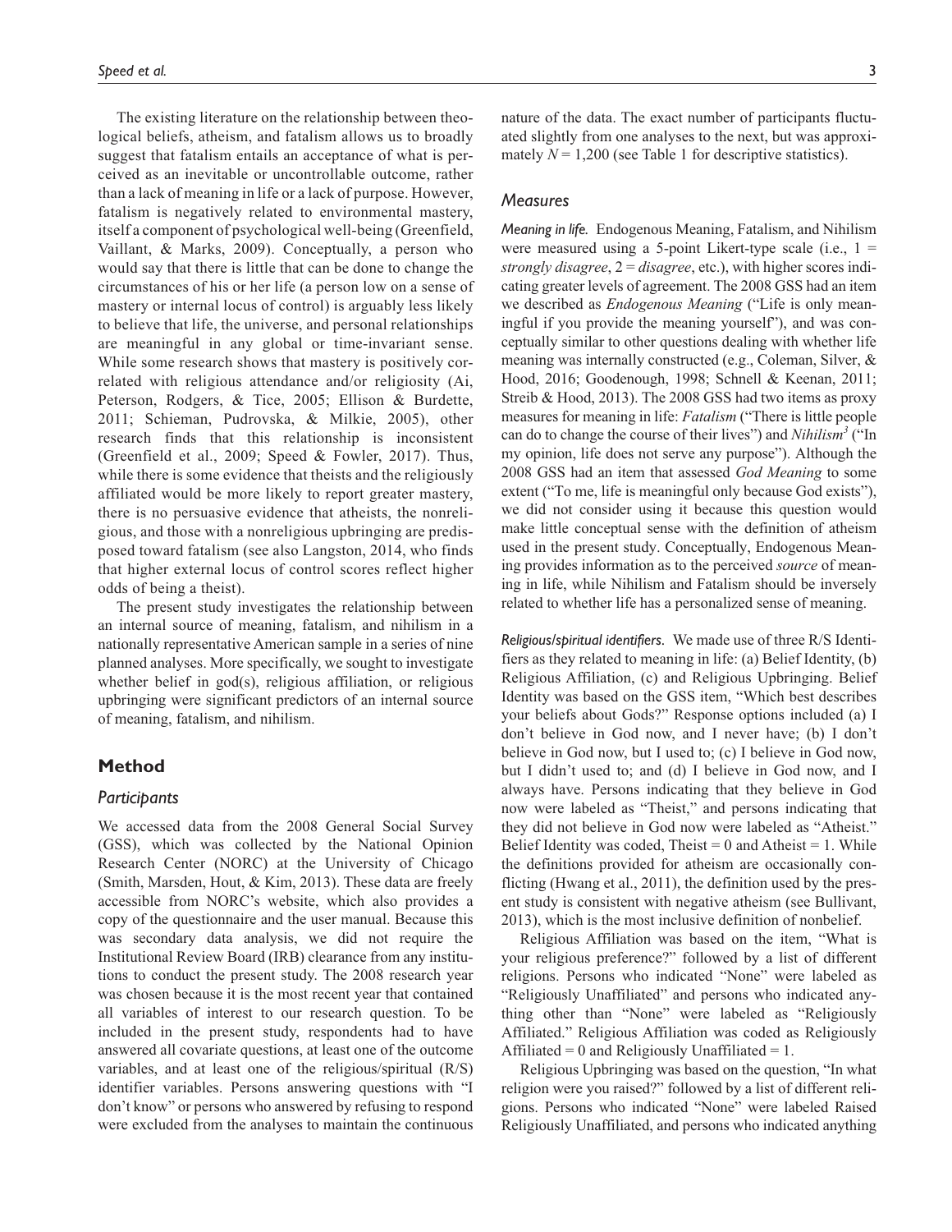The existing literature on the relationship between theological beliefs, atheism, and fatalism allows us to broadly suggest that fatalism entails an acceptance of what is perceived as an inevitable or uncontrollable outcome, rather than a lack of meaning in life or a lack of purpose. However, fatalism is negatively related to environmental mastery, itself a component of psychological well-being (Greenfield, Vaillant, & Marks, 2009). Conceptually, a person who would say that there is little that can be done to change the circumstances of his or her life (a person low on a sense of mastery or internal locus of control) is arguably less likely to believe that life, the universe, and personal relationships are meaningful in any global or time-invariant sense. While some research shows that mastery is positively correlated with religious attendance and/or religiosity (Ai, Peterson, Rodgers, & Tice, 2005; Ellison & Burdette, 2011; Schieman, Pudrovska, & Milkie, 2005), other research finds that this relationship is inconsistent (Greenfield et al., 2009; Speed & Fowler, 2017). Thus, while there is some evidence that theists and the religiously affiliated would be more likely to report greater mastery, there is no persuasive evidence that atheists, the nonreligious, and those with a nonreligious upbringing are predisposed toward fatalism (see also Langston, 2014, who finds that higher external locus of control scores reflect higher odds of being a theist).

The present study investigates the relationship between an internal source of meaning, fatalism, and nihilism in a nationally representative American sample in a series of nine planned analyses. More specifically, we sought to investigate whether belief in god(s), religious affiliation, or religious upbringing were significant predictors of an internal source of meaning, fatalism, and nihilism.

## Method

### Participants

We accessed data from the 2008 General Social Survey (GSS), which was collected by the National Opinion Research Center (NORC) at the University of Chicago (Smith, Marsden, Hout, & Kim, 2013). These data are freely accessible from NORC's website, which also provides a copy of the questionnaire and the user manual. Because this was secondary data analysis, we did not require the Institutional Review Board (IRB) clearance from any institutions to conduct the present study. The 2008 research year was chosen because it is the most recent year that contained all variables of interest to our research question. To be included in the present study, respondents had to have answered all covariate questions, at least one of the outcome variables, and at least one of the religious/spiritual (R/S) identifier variables. Persons answering questions with "I don't know" or persons who answered by refusing to respond were excluded from the analyses to maintain the continuous nature of the data. The exact number of participants fluctuated slightly from one analyses to the next, but was approximately $N = 1{,}200$ (see Table 1 for descriptive statistics).

### Measures

*Meaning in life.* Endogenous Meaning, Fatalism, and Nihilism were measured using a 5-point Likert-type scale (i.e., 1 = *strongly disagree*, 2 = *disagree*, etc.), with higher scores indicating greater levels of agreement. The 2008 GSS had an item we described as *Endogenous Meaning* ("Life is only meaningful if you provide the meaning yourself"), and was conceptually similar to other questions dealing with whether life meaning was internally constructed (e.g., Coleman, Silver, & Hood, 2016; Goodenough, 1998; Schnell & Keenan, 2011; Streib & Hood, 2013). The 2008 GSS had two items as proxy measures for meaning in life: *Fatalism* ("There is little people can do to change the course of their lives") and *Nihilism*[3] ("In my opinion, life does not serve any purpose"). Although the 2008 GSS had an item that assessed *God Meaning* to some extent ("To me, life is meaningful only because God exists"), we did not consider using it because this question would make little conceptual sense with the definition of atheism used in the present study. Conceptually, Endogenous Meaning provides information as to the perceived *source* of meaning in life, while Nihilism and Fatalism should be inversely related to whether life has a personalized sense of meaning.

*Religious/spiritual identifiers.* We made use of three R/S Identifiers as they related to meaning in life: (a) Belief Identity, (b) Religious Affiliation, (c) and Religious Upbringing. Belief Identity was based on the GSS item, "Which best describes your beliefs about Gods?" Response options included (a) I don't believe in God now, and I never have; (b) I don't believe in God now, but I used to; (c) I believe in God now, but I didn't used to; and (d) I believe in God now, and I always have. Persons indicating that they believe in God now were labeled as "Theist," and persons indicating that they did not believe in God now were labeled as "Atheist." Belief Identity was coded, Theist = 0 and Atheist = 1. While the definitions provided for atheism are occasionally conflicting (Hwang et al., 2011), the definition used by the present study is consistent with negative atheism (see Bullivant, 2013), which is the most inclusive definition of nonbelief.

Religious Affiliation was based on the item, "What is your religious preference?" followed by a list of different religions. Persons who indicated "None" were labeled as "Religiously Unaffiliated" and persons who indicated anything other than "None" were labeled as "Religiously Affiliated." Religious Affiliation was coded as Religiously Affiliated = 0 and Religiously Unaffiliated = 1.

Religious Upbringing was based on the question, "In what religion were you raised?" followed by a list of different religions. Persons who indicated "None" were labeled Raised Religiously Unaffiliated, and persons who indicated anything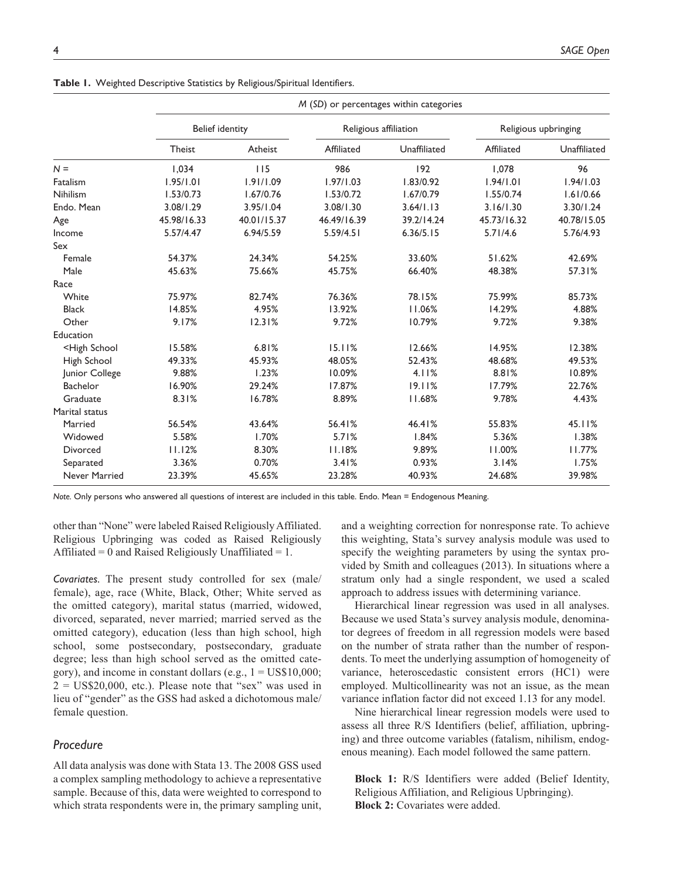**Table 1.** Weighted Descriptive Statistics by Religious/Spiritual Identifiers.

| | *M* (*SD*) or percentages within categories | | | | | |
|---|---|---|---|---|---|---|
| | Belief identity | | Religious affiliation | | Religious upbringing | |
| | Theist | Atheist | Affiliated | Unaffiliated | Affiliated | Unaffiliated |
| *N* = | 1,034 | 115 | 986 | 192 | 1,078 | 96 |
| Fatalism | 1.95/1.01 | 1.91/1.09 | 1.97/1.03 | 1.83/0.92 | 1.94/1.01 | 1.94/1.03 |
| Nihilism | 1.53/0.73 | 1.67/0.76 | 1.53/0.72 | 1.67/0.79 | 1.55/0.74 | 1.61/0.66 |
| Endo. Mean | 3.08/1.29 | 3.95/1.04 | 3.08/1.30 | 3.64/1.13 | 3.16/1.30 | 3.30/1.24 |
| Age | 45.98/16.33 | 40.01/15.37 | 46.49/16.39 | 39.2/14.24 | 45.73/16.32 | 40.78/15.05 |
| Income | 5.57/4.47 | 6.94/5.59 | 5.59/4.51 | 6.36/5.15 | 5.71/4.6 | 5.76/4.93 |
| Sex | | | | | | |
| Female | 54.37% | 24.34% | 54.25% | 33.60% | 51.62% | 42.69% |
| Male | 45.63% | 75.66% | 45.75% | 66.40% | 48.38% | 57.31% |
| Race | | | | | | |
| White | 75.97% | 82.74% | 76.36% | 78.15% | 75.99% | 85.73% |
| Black | 14.85% | 4.95% | 13.92% | 11.06% | 14.29% | 4.88% |
| Other | 9.17% | 12.31% | 9.72% | 10.79% | 9.72% | 9.38% |
| Education | | | | | | |
| <High School | 15.58% | 6.81% | 15.11% | 12.66% | 14.95% | 12.38% |
| High School | 49.33% | 45.93% | 48.05% | 52.43% | 48.68% | 49.53% |
| Junior College | 9.88% | 1.23% | 10.09% | 4.11% | 8.81% | 10.89% |
| Bachelor | 16.90% | 29.24% | 17.87% | 19.11% | 17.79% | 22.76% |
| Graduate | 8.31% | 16.78% | 8.89% | 11.68% | 9.78% | 4.43% |
| Marital status | | | | | | |
| Married | 56.54% | 43.64% | 56.41% | 46.41% | 55.83% | 45.11% |
| Widowed | 5.58% | 1.70% | 5.71% | 1.84% | 5.36% | 1.38% |
| Divorced | 11.12% | 8.30% | 11.18% | 9.89% | 11.00% | 11.77% |
| Separated | 3.36% | 0.70% | 3.41% | 0.93% | 3.14% | 1.75% |
| Never Married | 23.39% | 45.65% | 23.28% | 40.93% | 24.68% | 39.98% |

*Note.* Only persons who answered all questions of interest are included in this table. Endo. Mean = Endogenous Meaning.

other than "None" were labeled Raised Religiously Affiliated. Religious Upbringing was coded as Raised Religiously Affiliated = 0 and Raised Religiously Unaffiliated = 1.

*Covariates.* The present study controlled for sex (male/female), age, race (White, Black, Other; White served as the omitted category), marital status (married, widowed, divorced, separated, never married; married served as the omitted category), education (less than high school, high school, some postsecondary, postsecondary, graduate degree; less than high school served as the omitted category), and income in constant dollars (e.g., 1 = US$10,000; 2 = US$20,000, etc.). Please note that "sex" was used in lieu of "gender" as the GSS had asked a dichotomous male/female question.

## *Procedure*

All data analysis was done with Stata 13. The 2008 GSS used a complex sampling methodology to achieve a representative sample. Because of this, data were weighted to correspond to which strata respondents were in, the primary sampling unit, and a weighting correction for nonresponse rate. To achieve this weighting, Stata's survey analysis module was used to specify the weighting parameters by using the syntax provided by Smith and colleagues (2013). In situations where a stratum only had a single respondent, we used a scaled approach to address issues with determining variance.

Hierarchical linear regression was used in all analyses. Because we used Stata's survey analysis module, denominator degrees of freedom in all regression models were based on the number of strata rather than the number of respondents. To meet the underlying assumption of homogeneity of variance, heteroscedastic consistent errors (HC1) were employed. Multicollinearity was not an issue, as the mean variance inflation factor did not exceed 1.13 for any model.

Nine hierarchical linear regression models were used to assess all three R/S Identifiers (belief, affiliation, upbringing) and three outcome variables (fatalism, nihilism, endogenous meaning). Each model followed the same pattern.

**Block 1:** R/S Identifiers were added (Belief Identity, Religious Affiliation, and Religious Upbringing).
**Block 2:** Covariates were added.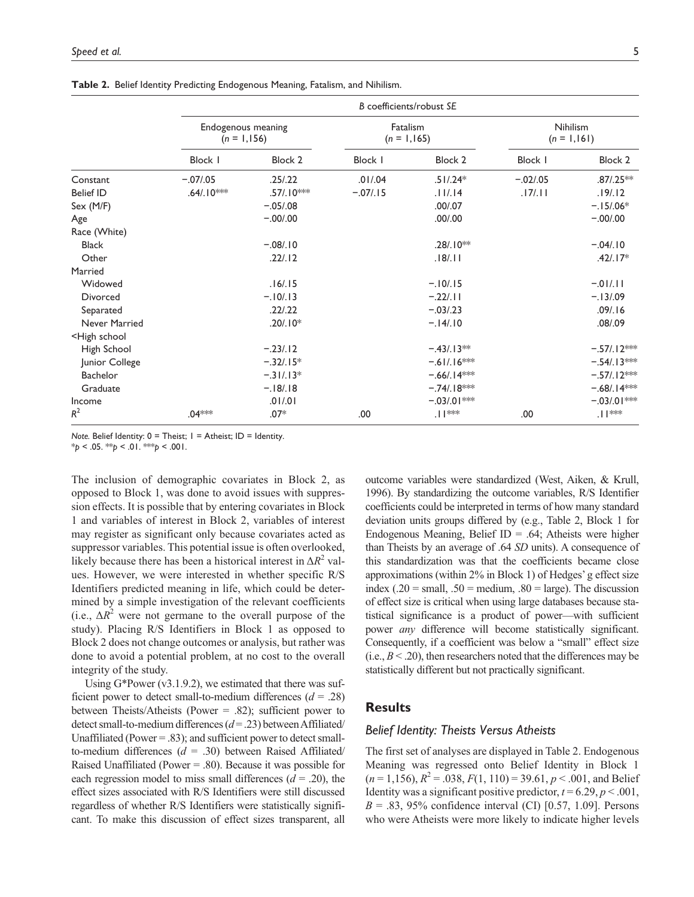**Table 2.** Belief Identity Predicting Endogenous Meaning, Fatalism, and Nihilism.

| | *B* coefficients/robust *SE* | | | | | |
|---|---|---|---|---|---|---|
| | Endogenous meaning ($n$ = 1,156) | | Fatalism ($n$ = 1,165) | | Nihilism ($n$ = 1,161) | |
| | Block 1 | Block 2 | Block 1 | Block 2 | Block 1 | Block 2 |
| Constant | −.07/.05 | .25/.22 | .01/.04 | .51/.24* | −.02/.05 | .87/.25** |
| Belief ID | .64/.10*** | .57/.10*** | −.07/.15 | .11/.14 | .17/.11 | .19/.12 |
| Sex (M/F) | | −.05/.08 | | .00/.07 | | −.15/.06* |
| Age | | −.00/.00 | | .00/.00 | | −.00/.00 |
| Race (White) | | | | | | |
| Black | | −.08/.10 | | .28/.10** | | −.04/.10 |
| Other | | .22/.12 | | .18/.11 | | .42/.17* |
| Married | | | | | | |
| Widowed | | .16/.15 | | −.10/.15 | | −.01/.11 |
| Divorced | | −.10/.13 | | −.22/.11 | | −.13/.09 |
| Separated | | .22/.22 | | −.03/.23 | | .09/.16 |
| Never Married | | .20/.10* | | −.14/.10 | | .08/.09 |
| <High school | | | | | | |
| High School | | −.23/.12 | | −.43/.13** | | −.57/.12*** |
| Junior College | | −.32/.15* | | −.61/.16*** | | −.54/.13*** |
| Bachelor | | −.31/.13* | | −.66/.14*** | | −.57/.12*** |
| Graduate | | −.18/.18 | | −.74/.18*** | | −.68/.14*** |
| Income | | .01/.01 | | −.03/.01*** | | −.03/.01*** |
| $R^2$ | .04*** | .07* | .00 | .11*** | .00 | .11*** |

*Note.* Belief Identity: 0 = Theist; 1 = Atheist; ID = Identity.
*$p$ < .05. **$p$ < .01. ***$p$ < .001.

The inclusion of demographic covariates in Block 2, as opposed to Block 1, was done to avoid issues with suppression effects. It is possible that by entering covariates in Block 1 and variables of interest in Block 2, variables of interest may register as significant only because covariates acted as suppressor variables. This potential issue is often overlooked, likely because there has been a historical interest in $\Delta R^2$ values. However, we were interested in whether specific R/S Identifiers predicted meaning in life, which could be determined by a simple investigation of the relevant coefficients (i.e., $\Delta R^2$ were not germane to the overall purpose of the study). Placing R/S Identifiers in Block 1 as opposed to Block 2 does not change outcomes or analysis, but rather was done to avoid a potential problem, at no cost to the overall integrity of the study.

Using G*Power (v3.1.9.2), we estimated that there was sufficient power to detect small-to-medium differences ($d$ = .28) between Theists/Atheists (Power = .82); sufficient power to detect small-to-medium differences ($d$ = .23) between Affiliated/Unaffiliated (Power = .83); and sufficient power to detect small-to-medium differences ($d$ = .30) between Raised Affiliated/Raised Unaffiliated (Power = .80). Because it was possible for each regression model to miss small differences ($d$ = .20), the effect sizes associated with R/S Identifiers were still discussed regardless of whether R/S Identifiers were statistically significant. To make this discussion of effect sizes transparent, all outcome variables were standardized (West, Aiken, & Krull, 1996). By standardizing the outcome variables, R/S Identifier coefficients could be interpreted in terms of how many standard deviation units groups differed by (e.g., Table 2, Block 1 for Endogenous Meaning, Belief ID = .64; Atheists were higher than Theists by an average of .64 *SD* units). A consequence of this standardization was that the coefficients became close approximations (within 2% in Block 1) of Hedges' g effect size index (.20 = small, .50 = medium, .80 = large). The discussion of effect size is critical when using large databases because statistical significance is a product of power—with sufficient power *any* difference will become statistically significant. Consequently, if a coefficient was below a "small" effect size (i.e., $B$ < .20), then researchers noted that the differences may be statistically different but not practically significant.

## Results

### *Belief Identity: Theists Versus Atheists*

The first set of analyses are displayed in Table 2. Endogenous Meaning was regressed onto Belief Identity in Block 1 ($n$ = 1,156), $R^2$ = .038, $F$(1, 110) = 39.61, $p$ < .001, and Belief Identity was a significant positive predictor, $t$ = 6.29, $p$ < .001, $B$ = .83, 95% confidence interval (CI) [0.57, 1.09]. Persons who were Atheists were more likely to indicate higher levels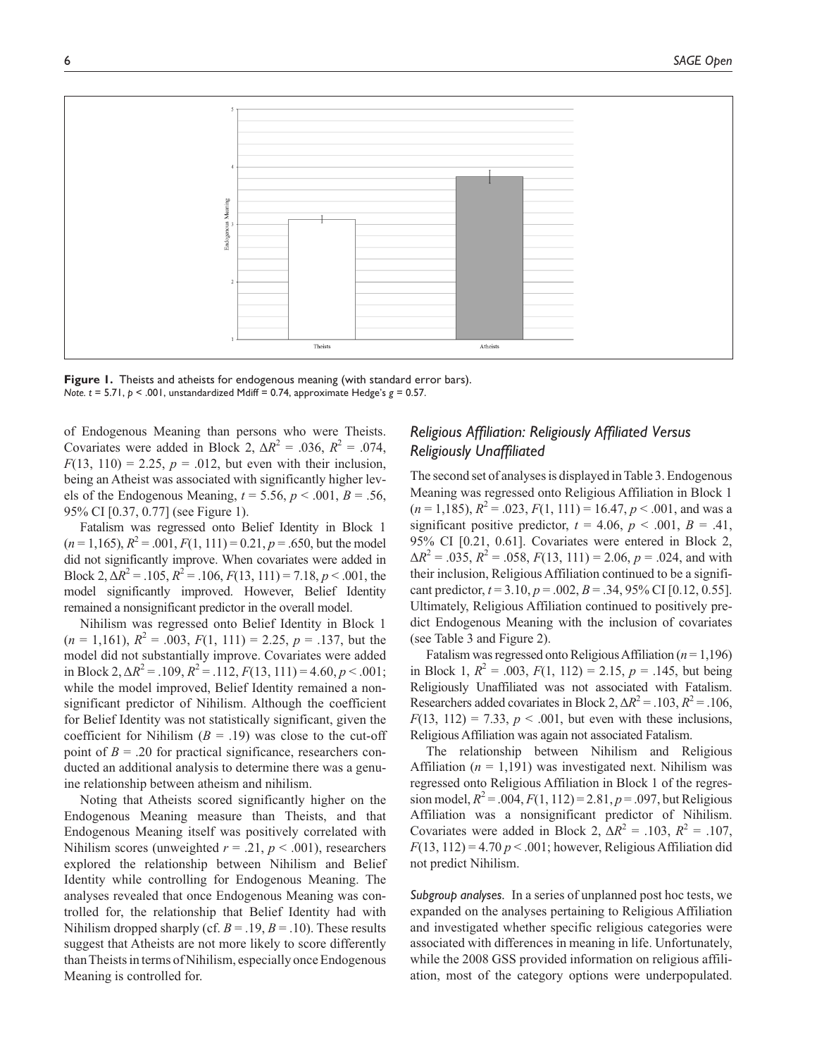**Figure 1.** Theists and atheists for endogenous meaning (with standard error bars).
*Note.* $t = 5.71$, $p < .001$, unstandardized Mdiff = 0.74, approximate Hedge's $g = 0.57$.

of Endogenous Meaning than persons who were Theists. Covariates were added in Block 2, $\Delta R^2 = .036$, $R^2 = .074$, $F(13, 110) = 2.25$, $p = .012$, but even with their inclusion, being an Atheist was associated with significantly higher levels of the Endogenous Meaning, $t = 5.56$, $p < .001$, $B = .56$, 95% CI [0.37, 0.77] (see Figure 1).

Fatalism was regressed onto Belief Identity in Block 1 ($n = 1{,}165$), $R^2 = .001$, $F(1, 111) = 0.21$, $p = .650$, but the model did not significantly improve. When covariates were added in Block 2, $\Delta R^2 = .105$, $R^2 = .106$, $F(13, 111) = 7.18$, $p < .001$, the model significantly improved. However, Belief Identity remained a nonsignificant predictor in the overall model.

Nihilism was regressed onto Belief Identity in Block 1 ($n = 1{,}161$), $R^2 = .003$, $F(1, 111) = 2.25$, $p = .137$, but the model did not substantially improve. Covariates were added in Block 2, $\Delta R^2 = .109$, $R^2 = .112$, $F(13, 111) = 4.60$, $p < .001$; while the model improved, Belief Identity remained a nonsignificant predictor of Nihilism. Although the coefficient for Belief Identity was not statistically significant, given the coefficient for Nihilism ($B = .19$) was close to the cut-off point of $B = .20$ for practical significance, researchers conducted an additional analysis to determine there was a genuine relationship between atheism and nihilism.

Noting that Atheists scored significantly higher on the Endogenous Meaning measure than Theists, and that Endogenous Meaning itself was positively correlated with Nihilism scores (unweighted $r = .21$, $p < .001$), researchers explored the relationship between Nihilism and Belief Identity while controlling for Endogenous Meaning. The analyses revealed that once Endogenous Meaning was controlled for, the relationship that Belief Identity had with Nihilism dropped sharply (cf. $B = .19$, $B = .10$). These results suggest that Atheists are not more likely to score differently than Theists in terms of Nihilism, especially once Endogenous Meaning is controlled for.

### *Religious Affiliation: Religiously Affiliated Versus Religiously Unaffiliated*

The second set of analyses is displayed in Table 3. Endogenous Meaning was regressed onto Religious Affiliation in Block 1 ($n = 1{,}185$), $R^2 = .023$, $F(1, 111) = 16.47$, $p < .001$, and was a significant positive predictor, $t = 4.06$, $p < .001$, $B = .41$, 95% CI [0.21, 0.61]. Covariates were entered in Block 2, $\Delta R^2 = .035$, $R^2 = .058$, $F(13, 111) = 2.06$, $p = .024$, and with their inclusion, Religious Affiliation continued to be a significant predictor, $t = 3.10$, $p = .002$, $B = .34$, 95% CI [0.12, 0.55]. Ultimately, Religious Affiliation continued to positively predict Endogenous Meaning with the inclusion of covariates (see Table 3 and Figure 2).

Fatalism was regressed onto Religious Affiliation ($n = 1{,}196$) in Block 1, $R^2 = .003$, $F(1, 112) = 2.15$, $p = .145$, but being Religiously Unaffiliated was not associated with Fatalism. Researchers added covariates in Block 2, $\Delta R^2 = .103$, $R^2 = .106$, $F(13, 112) = 7.33$, $p < .001$, but even with these inclusions, Religious Affiliation was again not associated Fatalism.

The relationship between Nihilism and Religious Affiliation ($n = 1{,}191$) was investigated next. Nihilism was regressed onto Religious Affiliation in Block 1 of the regression model, $R^2 = .004$, $F(1, 112) = 2.81$, $p = .097$, but Religious Affiliation was a nonsignificant predictor of Nihilism. Covariates were added in Block 2, $\Delta R^2 = .103$, $R^2 = .107$, $F(13, 112) = 4.70$ $p < .001$; however, Religious Affiliation did not predict Nihilism.

*Subgroup analyses.* In a series of unplanned post hoc tests, we expanded on the analyses pertaining to Religious Affiliation and investigated whether specific religious categories were associated with differences in meaning in life. Unfortunately, while the 2008 GSS provided information on religious affiliation, most of the category options were underpopulated.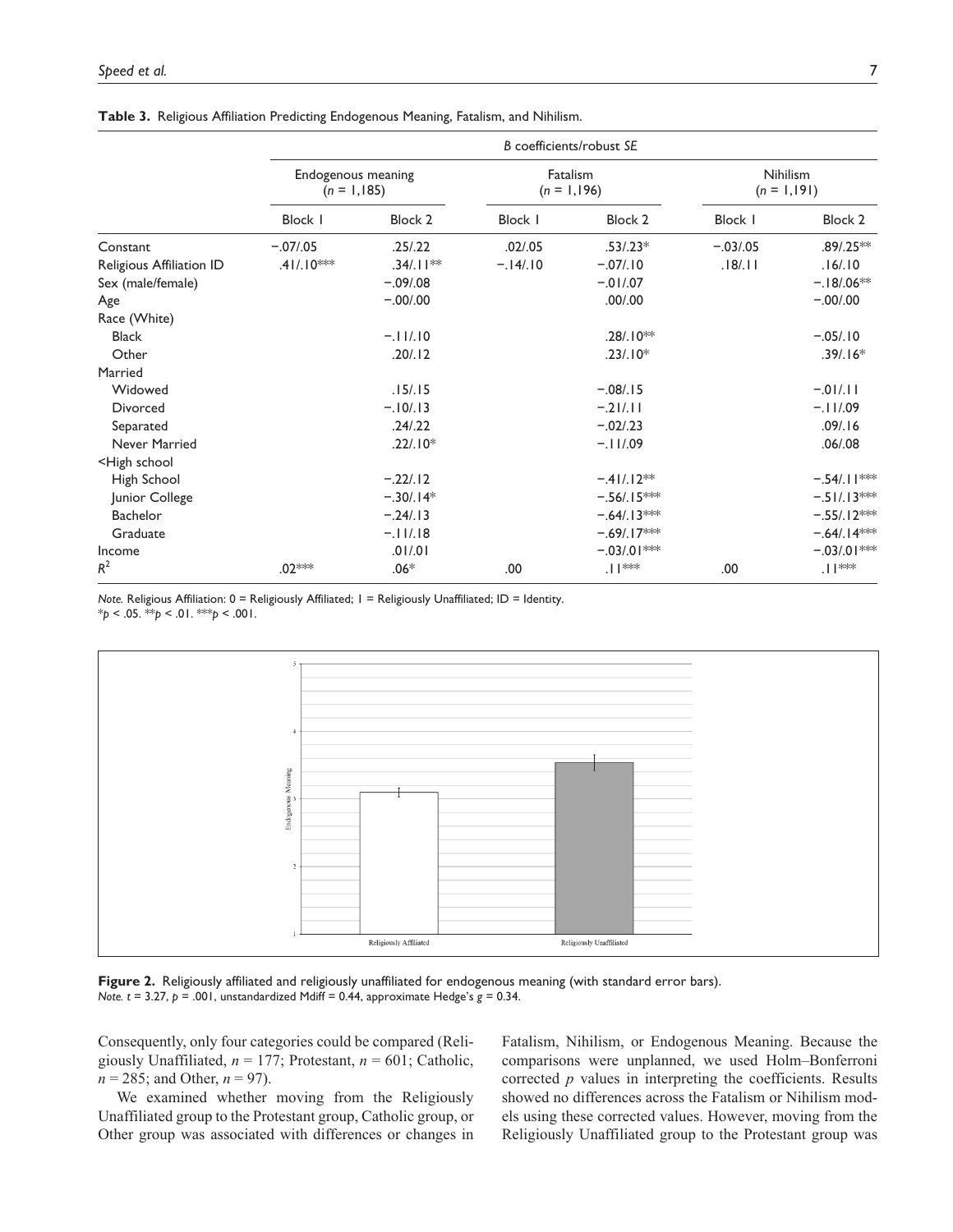**Table 3.** Religious Affiliation Predicting Endogenous Meaning, Fatalism, and Nihilism.

| | *B* coefficients/robust *SE* | | | | | |
|---|---|---|---|---|---|---|
| | Endogenous meaning ($n$ = 1,185) | | Fatalism ($n$ = 1,196) | | Nihilism ($n$ = 1,191) | |
| | Block 1 | Block 2 | Block 1 | Block 2 | Block 1 | Block 2 |
| Constant | −.07/.05 | .25/.22 | .02/.05 | .53/.23* | −.03/.05 | .89/.25** |
| Religious Affiliation ID | .41/.10*** | .34/.11** | −.14/.10 | −.07/.10 | .18/.11 | .16/.10 |
| Sex (male/female) | | −.09/.08 | | −.01/.07 | | −.18/.06** |
| Age | | −.00/.00 | | .00/.00 | | −.00/.00 |
| Race (White) | | | | | | |
| Black | | −.11/.10 | | .28/.10** | | −.05/.10 |
| Other | | .20/.12 | | .23/.10* | | .39/.16* |
| Married | | | | | | |
| Widowed | | .15/.15 | | −.08/.15 | | −.01/.11 |
| Divorced | | −.10/.13 | | −.21/.11 | | −.11/.09 |
| Separated | | .24/.22 | | −.02/.23 | | .09/.16 |
| Never Married | | .22/.10* | | −.11/.09 | | .06/.08 |
| <High school | | | | | | |
| High School | | −.22/.12 | | −.41/.12** | | −.54/.11*** |
| Junior College | | −.30/.14* | | −.56/.15*** | | −.51/.13*** |
| Bachelor | | −.24/.13 | | −.64/.13*** | | −.55/.12*** |
| Graduate | | −.11/.18 | | −.69/.17*** | | −.64/.14*** |
| Income | | .01/.01 | | −.03/.01*** | | −.03/.01*** |
| $R^2$ | .02*** | .06* | .00 | .11*** | .00 | .11*** |

*Note.* Religious Affiliation: 0 = Religiously Affiliated; 1 = Religiously Unaffiliated; ID = Identity.
*$p < .05$. **$p < .01$. ***$p < .001$.

**Figure 2.** Religiously affiliated and religiously unaffiliated for endogenous meaning (with standard error bars).
*Note.* $t$ = 3.27, $p$ = .001, unstandardized Mdiff = 0.44, approximate Hedge's $g$ = 0.34.

Consequently, only four categories could be compared (Religiously Unaffiliated, $n$ = 177; Protestant, $n$ = 601; Catholic, $n$ = 285; and Other, $n$ = 97).

We examined whether moving from the Religiously Unaffiliated group to the Protestant group, Catholic group, or Other group was associated with differences or changes in Fatalism, Nihilism, or Endogenous Meaning. Because the comparisons were unplanned, we used Holm–Bonferroni corrected $p$ values in interpreting the coefficients. Results showed no differences across the Fatalism or Nihilism models using these corrected values. However, moving from the Religiously Unaffiliated group to the Protestant group was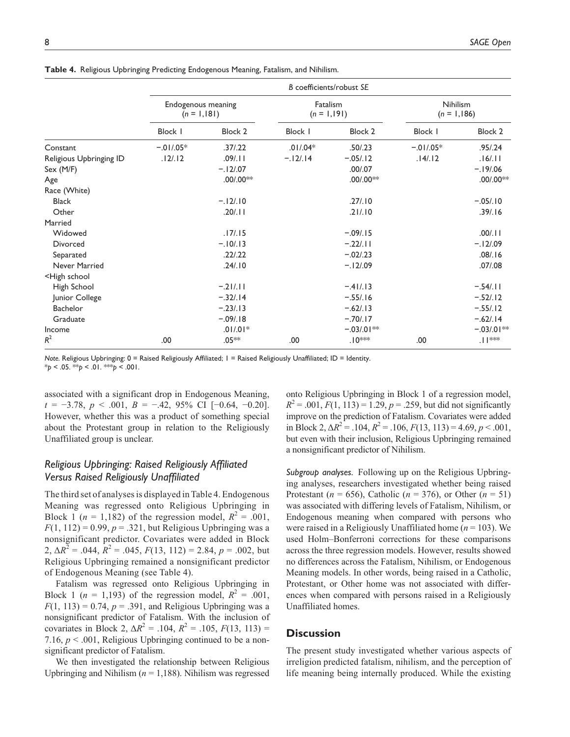**Table 4.** Religious Upbringing Predicting Endogenous Meaning, Fatalism, and Nihilism.

| | B coefficients/robust SE | | | | | |
|---|---|---|---|---|---|---|
| | Endogenous meaning ($n$ = 1,181) | | Fatalism ($n$ = 1,191) | | Nihilism ($n$ = 1,186) | |
| | Block 1 | Block 2 | Block 1 | Block 2 | Block 1 | Block 2 |
| Constant | −.01/.05* | .37/.22 | .01/.04* | .50/.23 | −.01/.05* | .95/.24 |
| Religious Upbringing ID | .12/.12 | .09/.11 | −.12/.14 | −.05/.12 | .14/.12 | .16/.11 |
| Sex (M/F) | | −.12/.07 | | .00/.07 | | −.19/.06 |
| Age | | .00/.00** | | .00/.00** | | .00/.00** |
| Race (White) | | | | | | |
| Black | | −.12/.10 | | .27/.10 | | −.05/.10 |
| Other | | .20/.11 | | .21/.10 | | .39/.16 |
| Married | | | | | | |
| Widowed | | .17/.15 | | −.09/.15 | | .00/.11 |
| Divorced | | −.10/.13 | | −.22/.11 | | −.12/.09 |
| Separated | | .22/.22 | | −.02/.23 | | .08/.16 |
| Never Married | | .24/.10 | | −.12/.09 | | .07/.08 |
| <High school | | | | | | |
| High School | | −.21/.11 | | −.41/.13 | | −.54/.11 |
| Junior College | | −.32/.14 | | −.55/.16 | | −.52/.12 |
| Bachelor | | −.23/.13 | | −.62/.13 | | −.55/.12 |
| Graduate | | −.09/.18 | | −.70/.17 | | −.62/.14 |
| Income | | .01/.01* | | −.03/.01** | | −.03/.01** |
| $R^2$ | .00 | .05** | .00 | .10*** | .00 | .11*** |

*Note.* Religious Upbringing: 0 = Raised Religiously Affiliated; 1 = Raised Religiously Unaffiliated; ID = Identity.
*$p$ < .05. **$p$ < .01. ***$p$ < .001.

associated with a significant drop in Endogenous Meaning, $t = -3.78$, $p < .001$, $B = -.42$, 95% CI [−0.64, −0.20]. However, whether this was a product of something special about the Protestant group in relation to the Religiously Unaffiliated group is unclear.

### Religious Upbringing: Raised Religiously Affiliated Versus Raised Religiously Unaffiliated

The third set of analyses is displayed in Table 4. Endogenous Meaning was regressed onto Religious Upbringing in Block 1 ($n$ = 1,182) of the regression model, $R^2 = .001$, $F(1, 112) = 0.99$, $p = .321$, but Religious Upbringing was a nonsignificant predictor. Covariates were added in Block 2, $\Delta R^2 = .044$, $R^2 = .045$, $F(13, 112) = 2.84$, $p = .002$, but Religious Upbringing remained a nonsignificant predictor of Endogenous Meaning (see Table 4).

Fatalism was regressed onto Religious Upbringing in Block 1 ($n$ = 1,193) of the regression model, $R^2 = .001$, $F(1, 113) = 0.74$, $p = .391$, and Religious Upbringing was a nonsignificant predictor of Fatalism. With the inclusion of covariates in Block 2, $\Delta R^2 = .104$, $R^2 = .105$, $F(13, 113) = 7.16$, $p < .001$, Religious Upbringing continued to be a nonsignificant predictor of Fatalism.

We then investigated the relationship between Religious Upbringing and Nihilism ($n$ = 1,188). Nihilism was regressed onto Religious Upbringing in Block 1 of a regression model, $R^2 = .001$, $F(1, 113) = 1.29$, $p = .259$, but did not significantly improve on the prediction of Fatalism. Covariates were added in Block 2, $\Delta R^2 = .104$, $R^2 = .106$, $F(13, 113) = 4.69$, $p < .001$, but even with their inclusion, Religious Upbringing remained a nonsignificant predictor of Nihilism.

*Subgroup analyses.* Following up on the Religious Upbringing analyses, researchers investigated whether being raised Protestant ($n$ = 656), Catholic ($n$ = 376), or Other ($n$ = 51) was associated with differing levels of Fatalism, Nihilism, or Endogenous meaning when compared with persons who were raised in a Religiously Unaffiliated home ($n$ = 103). We used Holm–Bonferroni corrections for these comparisons across the three regression models. However, results showed no differences across the Fatalism, Nihilism, or Endogenous Meaning models. In other words, being raised in a Catholic, Protestant, or Other home was not associated with differences when compared with persons raised in a Religiously Unaffiliated homes.

## Discussion

The present study investigated whether various aspects of irreligion predicted fatalism, nihilism, and the perception of life meaning being internally produced. While the existing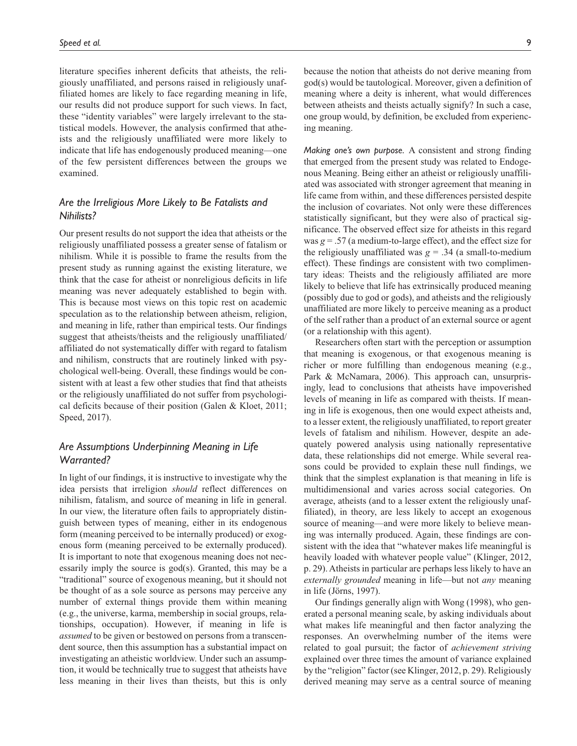literature specifies inherent deficits that atheists, the religiously unaffiliated, and persons raised in religiously unaffiliated homes are likely to face regarding meaning in life, our results did not produce support for such views. In fact, these "identity variables" were largely irrelevant to the statistical models. However, the analysis confirmed that atheists and the religiously unaffiliated were more likely to indicate that life has endogenously produced meaning—one of the few persistent differences between the groups we examined.

### *Are the Irreligious More Likely to Be Fatalists and Nihilists?*

Our present results do not support the idea that atheists or the religiously unaffiliated possess a greater sense of fatalism or nihilism. While it is possible to frame the results from the present study as running against the existing literature, we think that the case for atheist or nonreligious deficits in life meaning was never adequately established to begin with. This is because most views on this topic rest on academic speculation as to the relationship between atheism, religion, and meaning in life, rather than empirical tests. Our findings suggest that atheists/theists and the religiously unaffiliated/affiliated do not systematically differ with regard to fatalism and nihilism, constructs that are routinely linked with psychological well-being. Overall, these findings would be consistent with at least a few other studies that find that atheists or the religiously unaffiliated do not suffer from psychological deficits because of their position (Galen & Kloet, 2011; Speed, 2017).

### *Are Assumptions Underpinning Meaning in Life Warranted?*

In light of our findings, it is instructive to investigate why the idea persists that irreligion *should* reflect differences on nihilism, fatalism, and source of meaning in life in general. In our view, the literature often fails to appropriately distinguish between types of meaning, either in its endogenous form (meaning perceived to be internally produced) or exogenous form (meaning perceived to be externally produced). It is important to note that exogenous meaning does not necessarily imply the source is god(s). Granted, this may be a "traditional" source of exogenous meaning, but it should not be thought of as a sole source as persons may perceive any number of external things provide them within meaning (e.g., the universe, karma, membership in social groups, relationships, occupation). However, if meaning in life is *assumed* to be given or bestowed on persons from a transcendent source, then this assumption has a substantial impact on investigating an atheistic worldview. Under such an assumption, it would be technically true to suggest that atheists have less meaning in their lives than theists, but this is only because the notion that atheists do not derive meaning from god(s) would be tautological. Moreover, given a definition of meaning where a deity is inherent, what would differences between atheists and theists actually signify? In such a case, one group would, by definition, be excluded from experiencing meaning.

*Making one's own purpose.* A consistent and strong finding that emerged from the present study was related to Endogenous Meaning. Being either an atheist or religiously unaffiliated was associated with stronger agreement that meaning in life came from within, and these differences persisted despite the inclusion of covariates. Not only were these differences statistically significant, but they were also of practical significance. The observed effect size for atheists in this regard was $g = .57$ (a medium-to-large effect), and the effect size for the religiously unaffiliated was $g = .34$ (a small-to-medium effect). These findings are consistent with two complimentary ideas: Theists and the religiously affiliated are more likely to believe that life has extrinsically produced meaning (possibly due to god or gods), and atheists and the religiously unaffiliated are more likely to perceive meaning as a product of the self rather than a product of an external source or agent (or a relationship with this agent).

Researchers often start with the perception or assumption that meaning is exogenous, or that exogenous meaning is richer or more fulfilling than endogenous meaning (e.g., Park & McNamara, 2006). This approach can, unsurprisingly, lead to conclusions that atheists have impoverished levels of meaning in life as compared with theists. If meaning in life is exogenous, then one would expect atheists and, to a lesser extent, the religiously unaffiliated, to report greater levels of fatalism and nihilism. However, despite an adequately powered analysis using nationally representative data, these relationships did not emerge. While several reasons could be provided to explain these null findings, we think that the simplest explanation is that meaning in life is multidimensional and varies across social categories. On average, atheists (and to a lesser extent the religiously unaffiliated), in theory, are less likely to accept an exogenous source of meaning—and were more likely to believe meaning was internally produced. Again, these findings are consistent with the idea that "whatever makes life meaningful is heavily loaded with whatever people value" (Klinger, 2012, p. 29). Atheists in particular are perhaps less likely to have an *externally grounded* meaning in life—but not *any* meaning in life (Jörns, 1997).

Our findings generally align with Wong (1998), who generated a personal meaning scale, by asking individuals about what makes life meaningful and then factor analyzing the responses. An overwhelming number of the items were related to goal pursuit; the factor of *achievement striving* explained over three times the amount of variance explained by the "religion" factor (see Klinger, 2012, p. 29). Religiously derived meaning may serve as a central source of meaning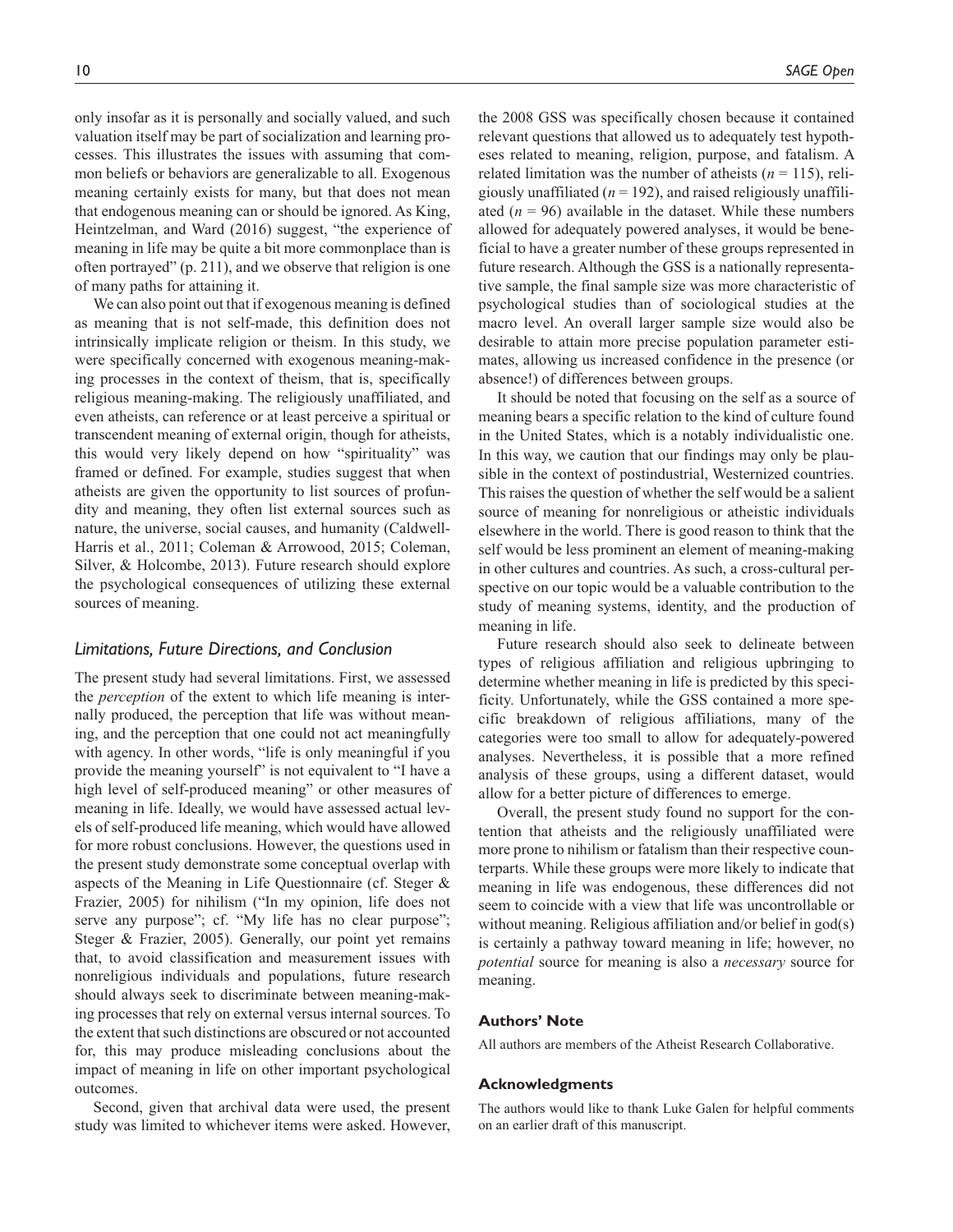only insofar as it is personally and socially valued, and such valuation itself may be part of socialization and learning processes. This illustrates the issues with assuming that common beliefs or behaviors are generalizable to all. Exogenous meaning certainly exists for many, but that does not mean that endogenous meaning can or should be ignored. As King, Heintzelman, and Ward (2016) suggest, "the experience of meaning in life may be quite a bit more commonplace than is often portrayed" (p. 211), and we observe that religion is one of many paths for attaining it.

We can also point out that if exogenous meaning is defined as meaning that is not self-made, this definition does not intrinsically implicate religion or theism. In this study, we were specifically concerned with exogenous meaning-making processes in the context of theism, that is, specifically religious meaning-making. The religiously unaffiliated, and even atheists, can reference or at least perceive a spiritual or transcendent meaning of external origin, though for atheists, this would very likely depend on how "spirituality" was framed or defined. For example, studies suggest that when atheists are given the opportunity to list sources of profundity and meaning, they often list external sources such as nature, the universe, social causes, and humanity (Caldwell-Harris et al., 2011; Coleman & Arrowood, 2015; Coleman, Silver, & Holcombe, 2013). Future research should explore the psychological consequences of utilizing these external sources of meaning.

### *Limitations, Future Directions, and Conclusion*

The present study had several limitations. First, we assessed the *perception* of the extent to which life meaning is internally produced, the perception that life was without meaning, and the perception that one could not act meaningfully with agency. In other words, "life is only meaningful if you provide the meaning yourself" is not equivalent to "I have a high level of self-produced meaning" or other measures of meaning in life. Ideally, we would have assessed actual levels of self-produced life meaning, which would have allowed for more robust conclusions. However, the questions used in the present study demonstrate some conceptual overlap with aspects of the Meaning in Life Questionnaire (cf. Steger & Frazier, 2005) for nihilism ("In my opinion, life does not serve any purpose"; cf. "My life has no clear purpose"; Steger & Frazier, 2005). Generally, our point yet remains that, to avoid classification and measurement issues with nonreligious individuals and populations, future research should always seek to discriminate between meaning-making processes that rely on external versus internal sources. To the extent that such distinctions are obscured or not accounted for, this may produce misleading conclusions about the impact of meaning in life on other important psychological outcomes.

Second, given that archival data were used, the present study was limited to whichever items were asked. However, the 2008 GSS was specifically chosen because it contained relevant questions that allowed us to adequately test hypotheses related to meaning, religion, purpose, and fatalism. A related limitation was the number of atheists ($n$ = 115), religiously unaffiliated ($n$ = 192), and raised religiously unaffiliated ($n$ = 96) available in the dataset. While these numbers allowed for adequately powered analyses, it would be beneficial to have a greater number of these groups represented in future research. Although the GSS is a nationally representative sample, the final sample size was more characteristic of psychological studies than of sociological studies at the macro level. An overall larger sample size would also be desirable to attain more precise population parameter estimates, allowing us increased confidence in the presence (or absence!) of differences between groups.

It should be noted that focusing on the self as a source of meaning bears a specific relation to the kind of culture found in the United States, which is a notably individualistic one. In this way, we caution that our findings may only be plausible in the context of postindustrial, Westernized countries. This raises the question of whether the self would be a salient source of meaning for nonreligious or atheistic individuals elsewhere in the world. There is good reason to think that the self would be less prominent an element of meaning-making in other cultures and countries. As such, a cross-cultural perspective on our topic would be a valuable contribution to the study of meaning systems, identity, and the production of meaning in life.

Future research should also seek to delineate between types of religious affiliation and religious upbringing to determine whether meaning in life is predicted by this specificity. Unfortunately, while the GSS contained a more specific breakdown of religious affiliations, many of the categories were too small to allow for adequately-powered analyses. Nevertheless, it is possible that a more refined analysis of these groups, using a different dataset, would allow for a better picture of differences to emerge.

Overall, the present study found no support for the contention that atheists and the religiously unaffiliated were more prone to nihilism or fatalism than their respective counterparts. While these groups were more likely to indicate that meaning in life was endogenous, these differences did not seem to coincide with a view that life was uncontrollable or without meaning. Religious affiliation and/or belief in god(s) is certainly a pathway toward meaning in life; however, no *potential* source for meaning is also a *necessary* source for meaning.

#### Authors' Note

All authors are members of the Atheist Research Collaborative.

#### Acknowledgments

The authors would like to thank Luke Galen for helpful comments on an earlier draft of this manuscript.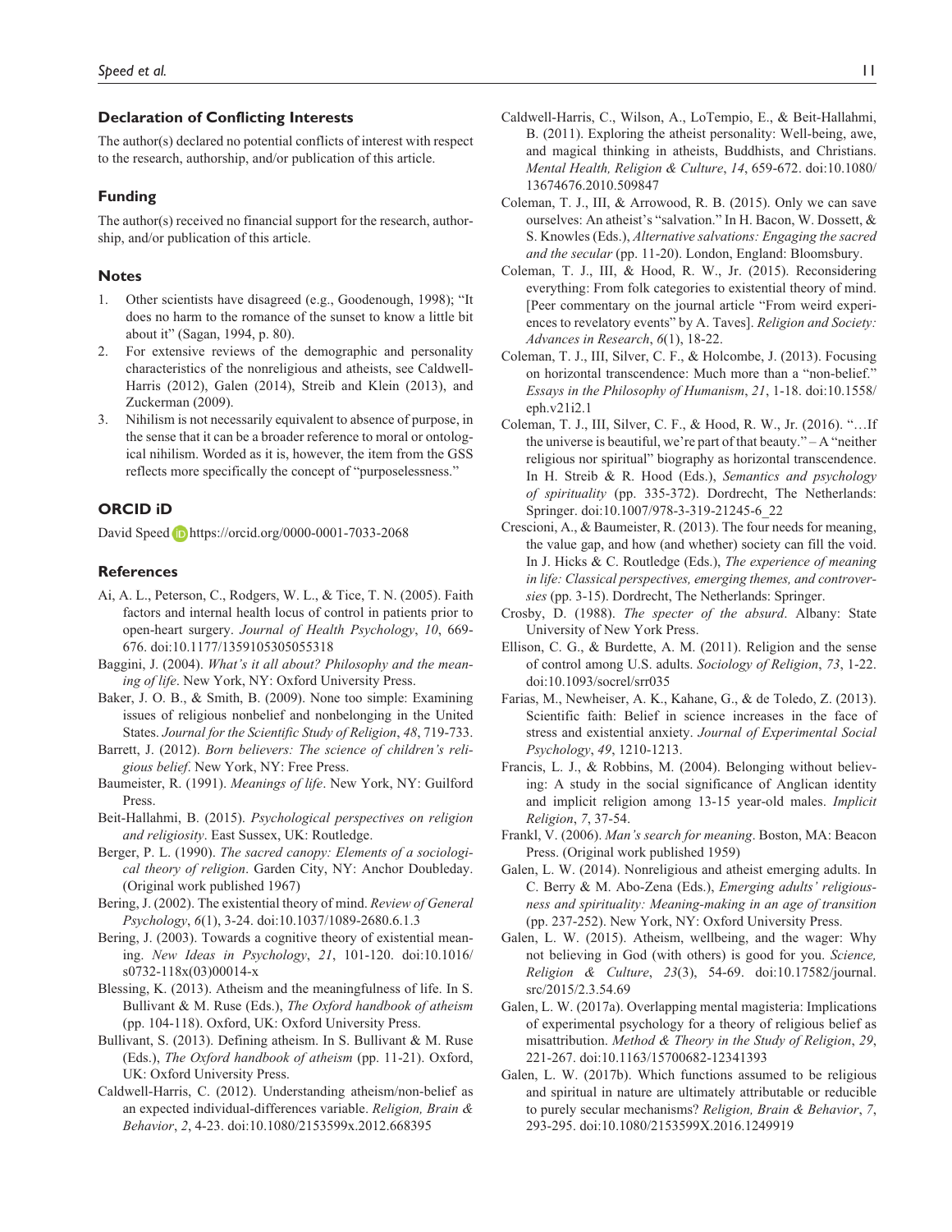## Declaration of Conflicting Interests

The author(s) declared no potential conflicts of interest with respect to the research, authorship, and/or publication of this article.

## Funding

The author(s) received no financial support for the research, authorship, and/or publication of this article.

## Notes

1. Other scientists have disagreed (e.g., Goodenough, 1998); "It does no harm to the romance of the sunset to know a little bit about it" (Sagan, 1994, p. 80).
2. For extensive reviews of the demographic and personality characteristics of the nonreligious and atheists, see Caldwell-Harris (2012), Galen (2014), Streib and Klein (2013), and Zuckerman (2009).
3. Nihilism is not necessarily equivalent to absence of purpose, in the sense that it can be a broader reference to moral or ontological nihilism. Worded as it is, however, the item from the GSS reflects more specifically the concept of "purposelessness."

## ORCID iD

David Speed https://orcid.org/0000-0001-7033-2068

## References

Ai, A. L., Peterson, C., Rodgers, W. L., & Tice, T. N. (2005). Faith factors and internal health locus of control in patients prior to open-heart surgery. *Journal of Health Psychology*, *10*, 669-676. doi:10.1177/1359105305055318

Baggini, J. (2004). *What's it all about? Philosophy and the meaning of life*. New York, NY: Oxford University Press.

Baker, J. O. B., & Smith, B. (2009). None too simple: Examining issues of religious nonbelief and nonbelonging in the United States. *Journal for the Scientific Study of Religion*, *48*, 719-733.

Barrett, J. (2012). *Born believers: The science of children's religious belief*. New York, NY: Free Press.

Baumeister, R. (1991). *Meanings of life*. New York, NY: Guilford Press.

Beit-Hallahmi, B. (2015). *Psychological perspectives on religion and religiosity*. East Sussex, UK: Routledge.

Berger, P. L. (1990). *The sacred canopy: Elements of a sociological theory of religion*. Garden City, NY: Anchor Doubleday. (Original work published 1967)

Bering, J. (2002). The existential theory of mind. *Review of General Psychology*, *6*(1), 3-24. doi:10.1037/1089-2680.6.1.3

Bering, J. (2003). Towards a cognitive theory of existential meaning. *New Ideas in Psychology*, *21*, 101-120. doi:10.1016/s0732-118x(03)00014-x

Blessing, K. (2013). Atheism and the meaningfulness of life. In S. Bullivant & M. Ruse (Eds.), *The Oxford handbook of atheism* (pp. 104-118). Oxford, UK: Oxford University Press.

Bullivant, S. (2013). Defining atheism. In S. Bullivant & M. Ruse (Eds.), *The Oxford handbook of atheism* (pp. 11-21). Oxford, UK: Oxford University Press.

Caldwell-Harris, C. (2012). Understanding atheism/non-belief as an expected individual-differences variable. *Religion, Brain & Behavior*, *2*, 4-23. doi:10.1080/2153599x.2012.668395

Caldwell-Harris, C., Wilson, A., LoTempio, E., & Beit-Hallahmi, B. (2011). Exploring the atheist personality: Well-being, awe, and magical thinking in atheists, Buddhists, and Christians. *Mental Health, Religion & Culture*, *14*, 659-672. doi:10.1080/13674676.2010.509847

Coleman, T. J., III, & Arrowood, R. B. (2015). Only we can save ourselves: An atheist's "salvation." In H. Bacon, W. Dossett, & S. Knowles (Eds.), *Alternative salvations: Engaging the sacred and the secular* (pp. 11-20). London, England: Bloomsbury.

Coleman, T. J., III, & Hood, R. W., Jr. (2015). Reconsidering everything: From folk categories to existential theory of mind. [Peer commentary on the journal article "From weird experiences to revelatory events" by A. Taves]. *Religion and Society: Advances in Research*, *6*(1), 18-22.

Coleman, T. J., III, Silver, C. F., & Holcombe, J. (2013). Focusing on horizontal transcendence: Much more than a "non-belief." *Essays in the Philosophy of Humanism*, *21*, 1-18. doi:10.1558/eph.v21i2.1

Coleman, T. J., III, Silver, C. F., & Hood, R. W., Jr. (2016). "…If the universe is beautiful, we're part of that beauty." – A "neither religious nor spiritual" biography as horizontal transcendence. In H. Streib & R. Hood (Eds.), *Semantics and psychology of spirituality* (pp. 335-372). Dordrecht, The Netherlands: Springer. doi:10.1007/978-3-319-21245-6_22

Crescioni, A., & Baumeister, R. (2013). The four needs for meaning, the value gap, and how (and whether) society can fill the void. In J. Hicks & C. Routledge (Eds.), *The experience of meaning in life: Classical perspectives, emerging themes, and controversies* (pp. 3-15). Dordrecht, The Netherlands: Springer.

Crosby, D. (1988). *The specter of the absurd*. Albany: State University of New York Press.

Ellison, C. G., & Burdette, A. M. (2011). Religion and the sense of control among U.S. adults. *Sociology of Religion*, *73*, 1-22. doi:10.1093/socrel/srr035

Farias, M., Newheiser, A. K., Kahane, G., & de Toledo, Z. (2013). Scientific faith: Belief in science increases in the face of stress and existential anxiety. *Journal of Experimental Social Psychology*, *49*, 1210-1213.

Francis, L. J., & Robbins, M. (2004). Belonging without believing: A study in the social significance of Anglican identity and implicit religion among 13-15 year-old males. *Implicit Religion*, *7*, 37-54.

Frankl, V. (2006). *Man's search for meaning*. Boston, MA: Beacon Press. (Original work published 1959)

Galen, L. W. (2014). Nonreligious and atheist emerging adults. In C. Berry & M. Abo-Zena (Eds.), *Emerging adults' religiousness and spirituality: Meaning-making in an age of transition* (pp. 237-252). New York, NY: Oxford University Press.

Galen, L. W. (2015). Atheism, wellbeing, and the wager: Why not believing in God (with others) is good for you. *Science, Religion & Culture*, *23*(3), 54-69. doi:10.17582/journal.src/2015/2.3.54.69

Galen, L. W. (2017a). Overlapping mental magisteria: Implications of experimental psychology for a theory of religious belief as misattribution. *Method & Theory in the Study of Religion*, *29*, 221-267. doi:10.1163/15700682-12341393

Galen, L. W. (2017b). Which functions assumed to be religious and spiritual in nature are ultimately attributable or reducible to purely secular mechanisms? *Religion, Brain & Behavior*, *7*, 293-295. doi:10.1080/2153599X.2016.1249919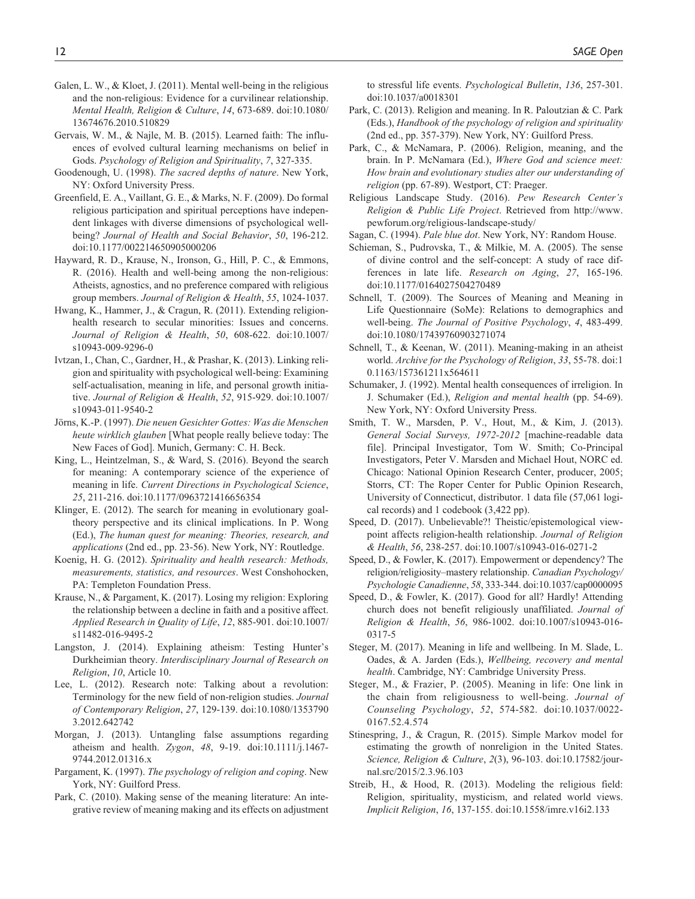Galen, L. W., & Kloet, J. (2011). Mental well-being in the religious and the non-religious: Evidence for a curvilinear relationship. *Mental Health, Religion & Culture*, *14*, 673-689. doi:10.1080/13674676.2010.510829

Gervais, W. M., & Najle, M. B. (2015). Learned faith: The influences of evolved cultural learning mechanisms on belief in Gods. *Psychology of Religion and Spirituality*, *7*, 327-335.

Goodenough, U. (1998). *The sacred depths of nature*. New York, NY: Oxford University Press.

Greenfield, E. A., Vaillant, G. E., & Marks, N. F. (2009). Do formal religious participation and spiritual perceptions have independent linkages with diverse dimensions of psychological well-being? *Journal of Health and Social Behavior*, *50*, 196-212. doi:10.1177/002214650905000206

Hayward, R. D., Krause, N., Ironson, G., Hill, P. C., & Emmons, R. (2016). Health and well-being among the non-religious: Atheists, agnostics, and no preference compared with religious group members. *Journal of Religion & Health*, *55*, 1024-1037.

Hwang, K., Hammer, J., & Cragun, R. (2011). Extending religion-health research to secular minorities: Issues and concerns. *Journal of Religion & Health*, *50*, 608-622. doi:10.1007/s10943-009-9296-0

Ivtzan, I., Chan, C., Gardner, H., & Prashar, K. (2013). Linking religion and spirituality with psychological well-being: Examining self-actualisation, meaning in life, and personal growth initiative. *Journal of Religion & Health*, *52*, 915-929. doi:10.1007/s10943-011-9540-2

Jörns, K.-P. (1997). *Die neuen Gesichter Gottes: Was die Menschen heute wirklich glauben* [What people really believe today: The New Faces of God]. Munich, Germany: C. H. Beck.

King, L., Heintzelman, S., & Ward, S. (2016). Beyond the search for meaning: A contemporary science of the experience of meaning in life. *Current Directions in Psychological Science*, *25*, 211-216. doi:10.1177/0963721416656354

Klinger, E. (2012). The search for meaning in evolutionary goal-theory perspective and its clinical implications. In P. Wong (Ed.), *The human quest for meaning: Theories, research, and applications* (2nd ed., pp. 23-56). New York, NY: Routledge.

Koenig, H. G. (2012). *Spirituality and health research: Methods, measurements, statistics, and resources*. West Conshohocken, PA: Templeton Foundation Press.

Krause, N., & Pargament, K. (2017). Losing my religion: Exploring the relationship between a decline in faith and a positive affect. *Applied Research in Quality of Life*, *12*, 885-901. doi:10.1007/s11482-016-9495-2

Langston, J. (2014). Explaining atheism: Testing Hunter's Durkheimian theory. *Interdisciplinary Journal of Research on Religion*, *10*, Article 10.

Lee, L. (2012). Research note: Talking about a revolution: Terminology for the new field of non-religion studies. *Journal of Contemporary Religion*, *27*, 129-139. doi:10.1080/13537903.2012.642742

Morgan, J. (2013). Untangling false assumptions regarding atheism and health. *Zygon*, *48*, 9-19. doi:10.1111/j.1467-9744.2012.01316.x

Pargament, K. (1997). *The psychology of religion and coping*. New York, NY: Guilford Press.

Park, C. (2010). Making sense of the meaning literature: An integrative review of meaning making and its effects on adjustment to stressful life events. *Psychological Bulletin*, *136*, 257-301. doi:10.1037/a0018301

Park, C. (2013). Religion and meaning. In R. Paloutzian & C. Park (Eds.), *Handbook of the psychology of religion and spirituality* (2nd ed., pp. 357-379). New York, NY: Guilford Press.

Park, C., & McNamara, P. (2006). Religion, meaning, and the brain. In P. McNamara (Ed.), *Where God and science meet: How brain and evolutionary studies alter our understanding of religion* (pp. 67-89). Westport, CT: Praeger.

Religious Landscape Study. (2016). *Pew Research Center's Religion & Public Life Project*. Retrieved from http://www.pewforum.org/religious-landscape-study/

Sagan, C. (1994). *Pale blue dot*. New York, NY: Random House.

Schieman, S., Pudrovska, T., & Milkie, M. A. (2005). The sense of divine control and the self-concept: A study of race differences in late life. *Research on Aging*, *27*, 165-196. doi:10.1177/0164027504270489

Schnell, T. (2009). The Sources of Meaning and Meaning in Life Questionnaire (SoMe): Relations to demographics and well-being. *The Journal of Positive Psychology*, *4*, 483-499. doi:10.1080/17439760903271074

Schnell, T., & Keenan, W. (2011). Meaning-making in an atheist world. *Archive for the Psychology of Religion*, *33*, 55-78. doi:10.1163/157361211x564611

Schumaker, J. (1992). Mental health consequences of irreligion. In J. Schumaker (Ed.), *Religion and mental health* (pp. 54-69). New York, NY: Oxford University Press.

Smith, T. W., Marsden, P. V., Hout, M., & Kim, J. (2013). *General Social Surveys, 1972-2012* [machine-readable data file]. Principal Investigator, Tom W. Smith; Co-Principal Investigators, Peter V. Marsden and Michael Hout, NORC ed. Chicago: National Opinion Research Center, producer, 2005; Storrs, CT: The Roper Center for Public Opinion Research, University of Connecticut, distributor. 1 data file (57,061 logical records) and 1 codebook (3,422 pp).

Speed, D. (2017). Unbelievable?! Theistic/epistemological viewpoint affects religion-health relationship. *Journal of Religion & Health*, *56*, 238-257. doi:10.1007/s10943-016-0271-2

Speed, D., & Fowler, K. (2017). Empowerment or dependency? The religion/religiosity–mastery relationship. *Canadian Psychology/Psychologie Canadienne*, *58*, 333-344. doi:10.1037/cap0000095

Speed, D., & Fowler, K. (2017). Good for all? Hardly! Attending church does not benefit religiously unaffiliated. *Journal of Religion & Health*, *56*, 986-1002. doi:10.1007/s10943-016-0317-5

Steger, M. (2017). Meaning in life and wellbeing. In M. Slade, L. Oades, & A. Jarden (Eds.), *Wellbeing, recovery and mental health*. Cambridge, NY: Cambridge University Press.

Steger, M., & Frazier, P. (2005). Meaning in life: One link in the chain from religiousness to well-being. *Journal of Counseling Psychology*, *52*, 574-582. doi:10.1037/0022-0167.52.4.574

Stinespring, J., & Cragun, R. (2015). Simple Markov model for estimating the growth of nonreligion in the United States. *Science, Religion & Culture*, *2*(3), 96-103. doi:10.17582/journal.src/2015/2.3.96.103

Streib, H., & Hood, R. (2013). Modeling the religious field: Religion, spirituality, mysticism, and related world views. *Implicit Religion*, *16*, 137-155. doi:10.1558/imre.v16i2.133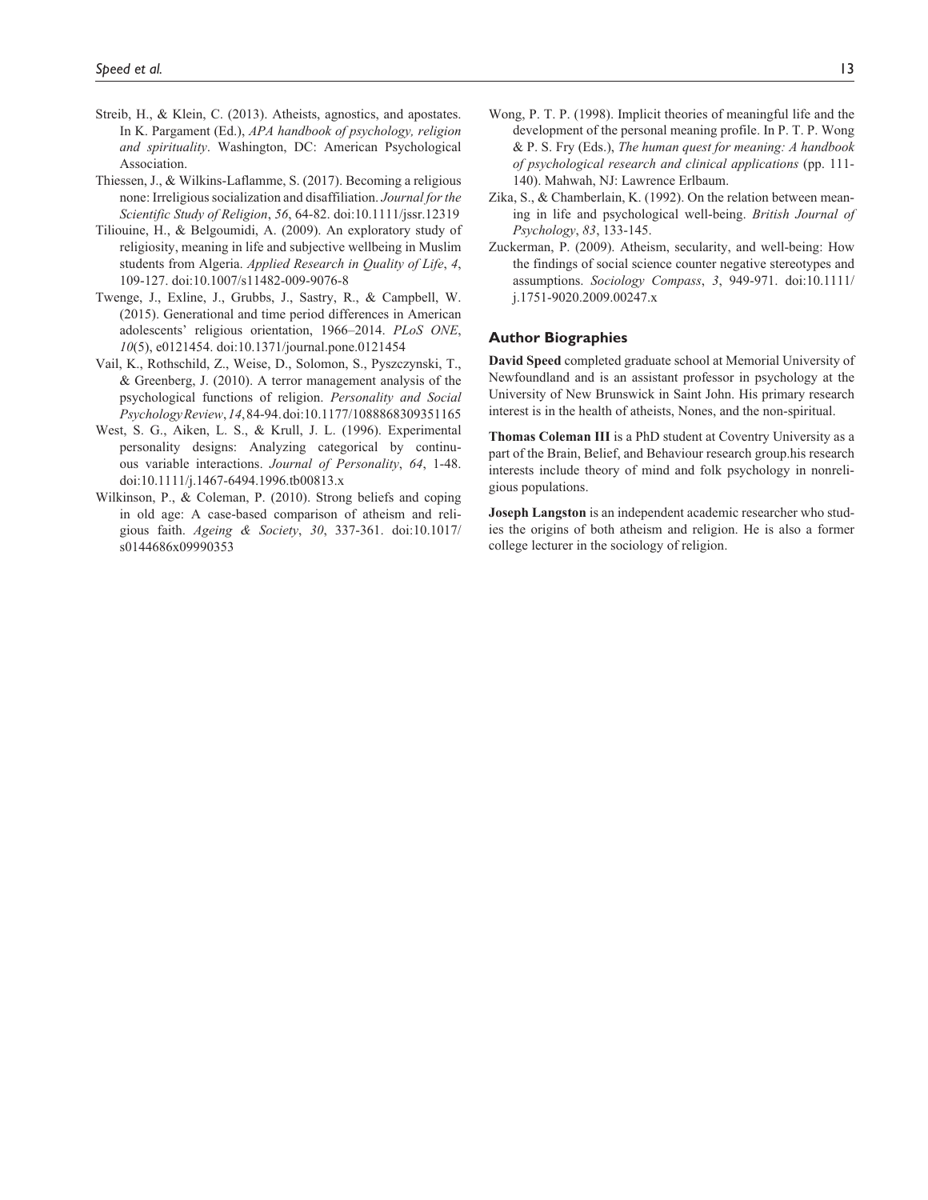Streib, H., & Klein, C. (2013). Atheists, agnostics, and apostates. In K. Pargament (Ed.), *APA handbook of psychology, religion and spirituality*. Washington, DC: American Psychological Association.

Thiessen, J., & Wilkins-Laflamme, S. (2017). Becoming a religious none: Irreligious socialization and disaffiliation. *Journal for the Scientific Study of Religion*, *56*, 64-82. doi:10.1111/jssr.12319

Tiliouine, H., & Belgoumidi, A. (2009). An exploratory study of religiosity, meaning in life and subjective wellbeing in Muslim students from Algeria. *Applied Research in Quality of Life*, *4*, 109-127. doi:10.1007/s11482-009-9076-8

Twenge, J., Exline, J., Grubbs, J., Sastry, R., & Campbell, W. (2015). Generational and time period differences in American adolescents' religious orientation, 1966–2014. *PLoS ONE*, *10*(5), e0121454. doi:10.1371/journal.pone.0121454

Vail, K., Rothschild, Z., Weise, D., Solomon, S., Pyszczynski, T., & Greenberg, J. (2010). A terror management analysis of the psychological functions of religion. *Personality and Social Psychology Review*, *14*, 84-94. doi:10.1177/1088868309351165

West, S. G., Aiken, L. S., & Krull, J. L. (1996). Experimental personality designs: Analyzing categorical by continuous variable interactions. *Journal of Personality*, *64*, 1-48. doi:10.1111/j.1467-6494.1996.tb00813.x

Wilkinson, P., & Coleman, P. (2010). Strong beliefs and coping in old age: A case-based comparison of atheism and religious faith. *Ageing & Society*, *30*, 337-361. doi:10.1017/s0144686x09990353

Wong, P. T. P. (1998). Implicit theories of meaningful life and the development of the personal meaning profile. In P. T. P. Wong & P. S. Fry (Eds.), *The human quest for meaning: A handbook of psychological research and clinical applications* (pp. 111-140). Mahwah, NJ: Lawrence Erlbaum.

Zika, S., & Chamberlain, K. (1992). On the relation between meaning in life and psychological well-being. *British Journal of Psychology*, *83*, 133-145.

Zuckerman, P. (2009). Atheism, secularity, and well-being: How the findings of social science counter negative stereotypes and assumptions. *Sociology Compass*, *3*, 949-971. doi:10.1111/j.1751-9020.2009.00247.x

## Author Biographies

**David Speed** completed graduate school at Memorial University of Newfoundland and is an assistant professor in psychology at the University of New Brunswick in Saint John. His primary research interest is in the health of atheists, Nones, and the non-spiritual.

**Thomas Coleman III** is a PhD student at Coventry University as a part of the Brain, Belief, and Behaviour research group.his research interests include theory of mind and folk psychology in nonreligious populations.

**Joseph Langston** is an independent academic researcher who studies the origins of both atheism and religion. He is also a former college lecturer in the sociology of religion.